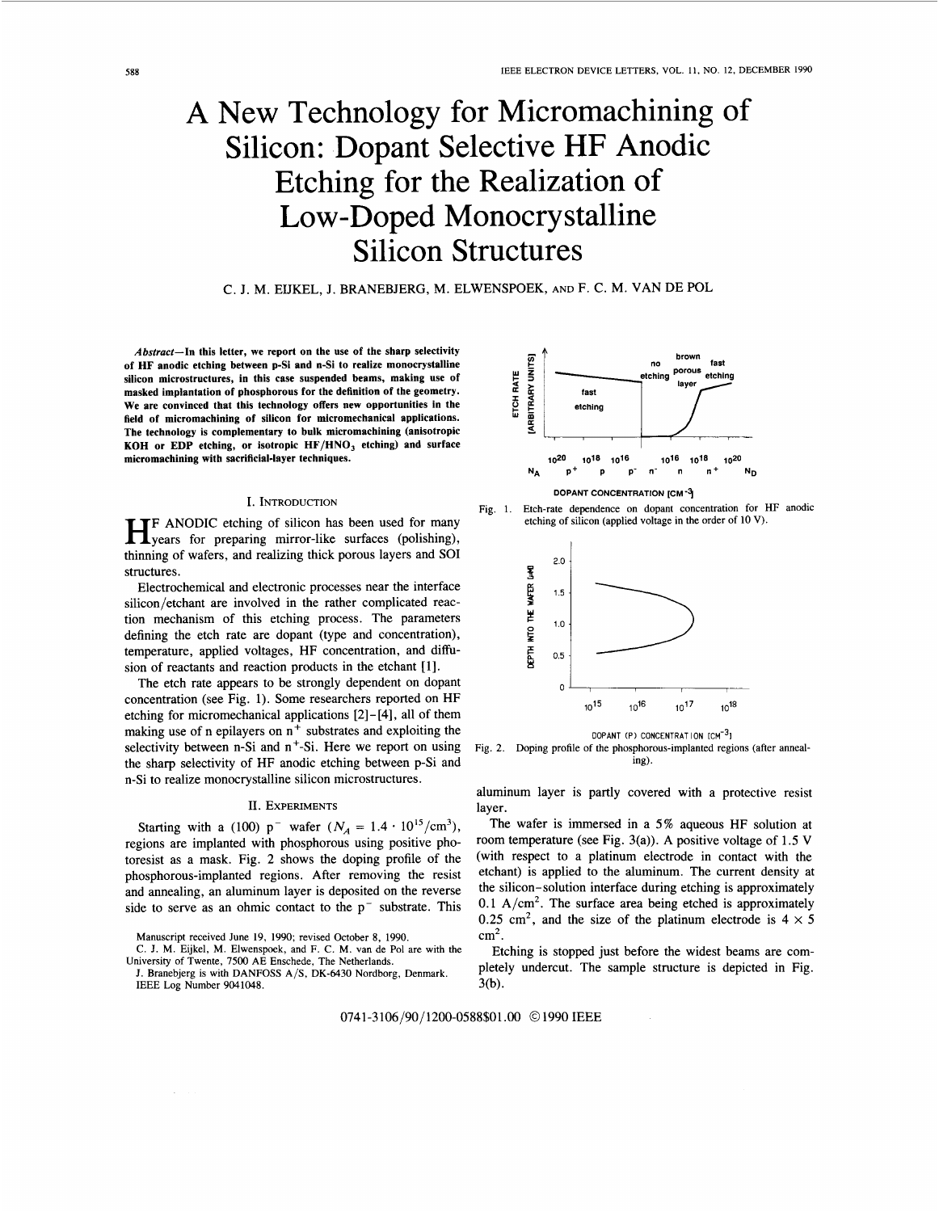# A New Technology for Micromachining of Silicon: Dopant Selective HF Anodic Etching for the Realization of Low-Doped Monocrystalline Silicon Structures

C. J. M. EIJKEL, J. BRANEBJERG, M. ELWENSPOEK, AND F. C. M. VAN DE POL

***Abstract*—In this letter, we report on the use of the sharp selectivity of HF anodic etching between p-Si and n-Si to realize monocrystalline silicon microstructures, in this case suspended beams, making use of masked implantation of phosphorous for the definition of the geometry. We are convinced that this technology offers new opportunities in the field of micromachining of silicon for micromechanical applications. The technology is complementary to bulk micromachining (anisotropic KOH or EDP etching, or isotropic $HF/HNO_3$ etching) and surface micromachining with sacrificial-layer techniques.**

## I. Introduction

HF ANODIC etching of silicon has been used for many years for preparing mirror-like surfaces (polishing), thinning of wafers, and realizing thick porous layers and SOI structures.

Electrochemical and electronic processes near the interface silicon/etchant are involved in the rather complicated reaction mechanism of this etching process. The parameters defining the etch rate are dopant (type and concentration), temperature, applied voltages, HF concentration, and diffusion of reactants and reaction products in the etchant [1].

The etch rate appears to be strongly dependent on dopant concentration (see Fig. 1). Some researchers reported on HF etching for micromechanical applications [2]-[4], all of them making use of n epilayers on $n^+$ substrates and exploiting the selectivity between n-Si and $n^+$-Si. Here we report on using the sharp selectivity of HF anodic etching between p-Si and n-Si to realize monocrystalline silicon microstructures.

## II. Experiments

Starting with a (100) $p^-$ wafer ($N_A = 1.4 \cdot 10^{15}/cm^3$), regions are implanted with phosphorous using positive photoresist as a mask. Fig. 2 shows the doping profile of the phosphorous-implanted regions. After removing the resist and annealing, an aluminum layer is deposited on the reverse side to serve as an ohmic contact to the $p^-$ substrate. This aluminum layer is partly covered with a protective resist layer.

The wafer is immersed in a 5% aqueous HF solution at room temperature (see Fig. 3(a)). A positive voltage of 1.5 V (with respect to a platinum electrode in contact with the etchant) is applied to the aluminum. The current density at the silicon-solution interface during etching is approximately 0.1 A/cm$^2$. The surface area being etched is approximately 0.25 cm$^2$, and the size of the platinum electrode is $4 \times 5$ cm$^2$.

Etching is stopped just before the widest beams are completely undercut. The sample structure is depicted in Fig. 3(b).

Fig. 1. Etch-rate dependence on dopant concentration for HF anodic etching of silicon (applied voltage in the order of 10 V).

Fig. 2. Doping profile of the phosphorous-implanted regions (after annealing).

Manuscript received June 19, 1990; revised October 8, 1990.

C. J. M. Eijkel, M. Elwenspoek, and F. C. M. van de Pol are with the University of Twente, 7500 AE Enschede, The Netherlands.

J. Branebjerg is with DANFOSS A/S, DK-6430 Nordborg, Denmark.

IEEE Log Number 9041048.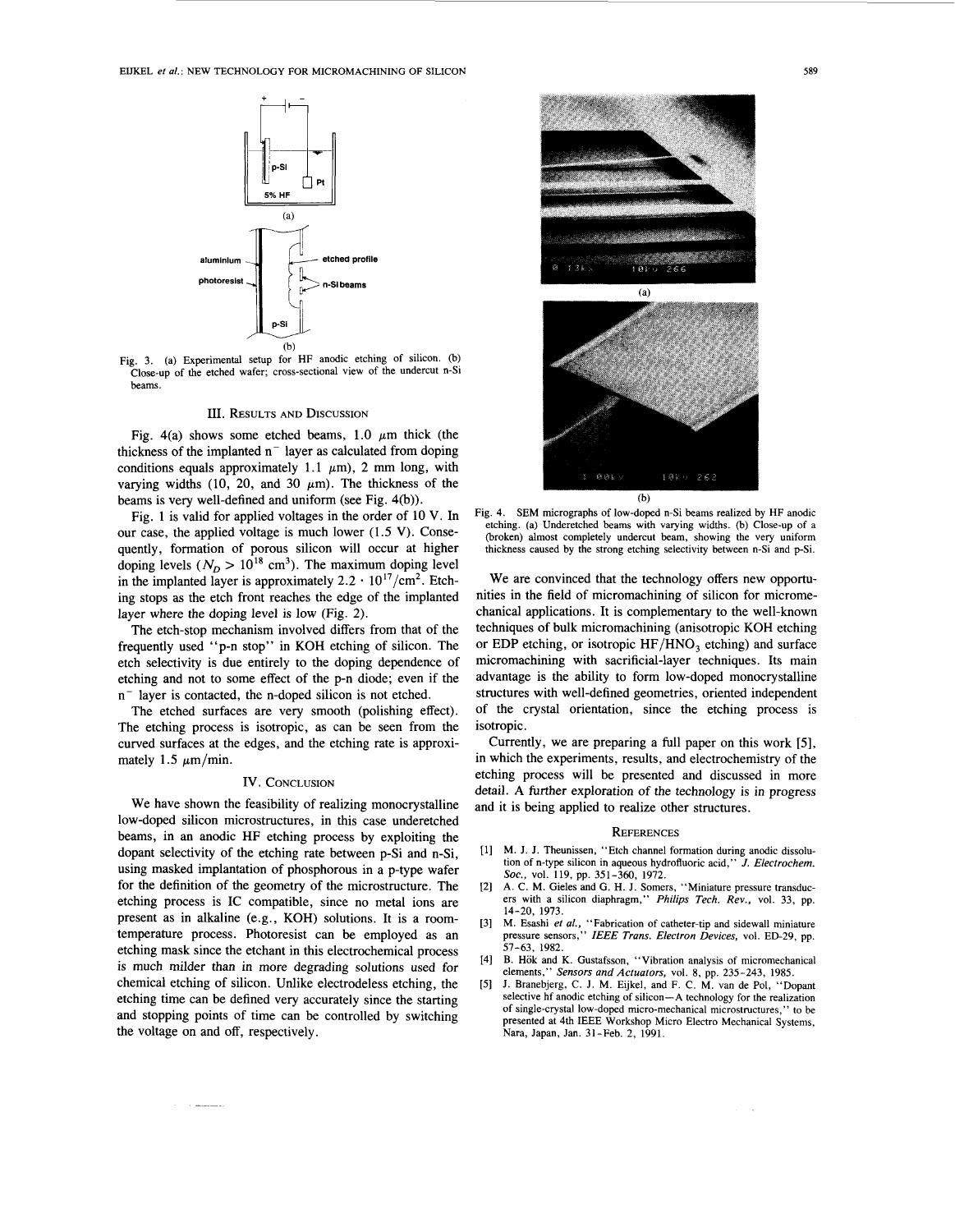(a)

aluminium

photoresist

etched profile

n-Si beams

p-Si

(b)

p-Si

Pt

5% HF

Fig. 3. (a) Experimental setup for HF anodic etching of silicon. (b) Close-up of the etched wafer; cross-sectional view of the undercut n-Si beams.

## III. Results and Discussion

Fig. 4(a) shows some etched beams, 1.0 $\mu$m thick (the thickness of the implanted $n^-$ layer as calculated from doping conditions equals approximately 1.1 $\mu$m), 2 mm long, with varying widths (10, 20, and 30 $\mu$m). The thickness of the beams is very well-defined and uniform (see Fig. 4(b)).

Fig. 1 is valid for applied voltages in the order of 10 V. In our case, the applied voltage is much lower (1.5 V). Consequently, formation of porous silicon will occur at higher doping levels ($N_D > 10^{18}$ cm$^3$). The maximum doping level in the implanted layer is approximately $2.2 \cdot 10^{17}/\text{cm}^2$. Etching stops as the etch front reaches the edge of the implanted layer where the doping level is low (Fig. 2).

The etch-stop mechanism involved differs from that of the frequently used "p-n stop" in KOH etching of silicon. The etch selectivity is due entirely to the doping dependence of etching and not to some effect of the p-n diode; even if the $n^-$ layer is contacted, the n-doped silicon is not etched.

The etched surfaces are very smooth (polishing effect). The etching process is isotropic, as can be seen from the curved surfaces at the edges, and the etching rate is approximately 1.5 $\mu$m/min.

## IV. Conclusion

We have shown the feasibility of realizing monocrystalline low-doped silicon microstructures, in this case underetched beams, in an anodic HF etching process by exploiting the dopant selectivity of the etching rate between p-Si and n-Si, using masked implantation of phosphorous in a p-type wafer for the definition of the geometry of the microstructure. The etching process is IC compatible, since no metal ions are present as in alkaline (e.g., KOH) solutions. It is a room-temperature process. Photoresist can be employed as an etching mask since the etchant in this electrochemical process is much milder than in more degrading solutions used for chemical etching of silicon. Unlike electrodeless etching, the etching time can be defined very accurately since the starting and stopping points of time can be controlled by switching the voltage on and off, respectively.

(a)

(b)

Fig. 4. SEM micrographs of low-doped n-Si beams realized by HF anodic etching. (a) Underetched beams with varying widths. (b) Close-up of a (broken) almost completely undercut beam, showing the very uniform thickness caused by the strong etching selectivity between n-Si and p-Si.

We are convinced that the technology offers new opportunities in the field of micromachining of silicon for micromechanical applications. It is complementary to the well-known techniques of bulk micromachining (anisotropic KOH etching or EDP etching, or isotropic $HF/HNO_3$ etching) and surface micromachining with sacrificial-layer techniques. Its main advantage is the ability to form low-doped monocrystalline structures with well-defined geometries, oriented independent of the crystal orientation, since the etching process is isotropic.

Currently, we are preparing a full paper on this work [5], in which the experiments, results, and electrochemistry of the etching process will be presented and discussed in more detail. A further exploration of the technology is in progress and it is being applied to realize other structures.

## References

[1] M. J. J. Theunissen, "Etch channel formation during anodic dissolution of n-type silicon in aqueous hydrofluoric acid," *J. Electrochem. Soc.*, vol. 119, pp. 351-360, 1972.

[2] A. C. M. Gieles and G. H. J. Somers, "Miniature pressure transducers with a silicon diaphragm," *Philips Tech. Rev.*, vol. 33, pp. 14-20, 1973.

[3] M. Esashi *et al.*, "Fabrication of catheter-tip and sidewall miniature pressure sensors," *IEEE Trans. Electron Devices*, vol. ED-29, pp. 57-63, 1982.

[4] B. Hök and K. Gustafsson, "Vibration analysis of micromechanical elements," *Sensors and Actuators*, vol. 8, pp. 235-243, 1985.

[5] J. Branebjerg, C. J. M. Eijkel, and F. C. M. van de Pol, "Dopant selective hf anodic etching of silicon—A technology for the realization of single-crystal low-doped micro-mechanical microstructures," to be presented at 4th IEEE Workshop Micro Electro Mechanical Systems, Nara, Japan, Jan. 31-Feb. 2, 1991.